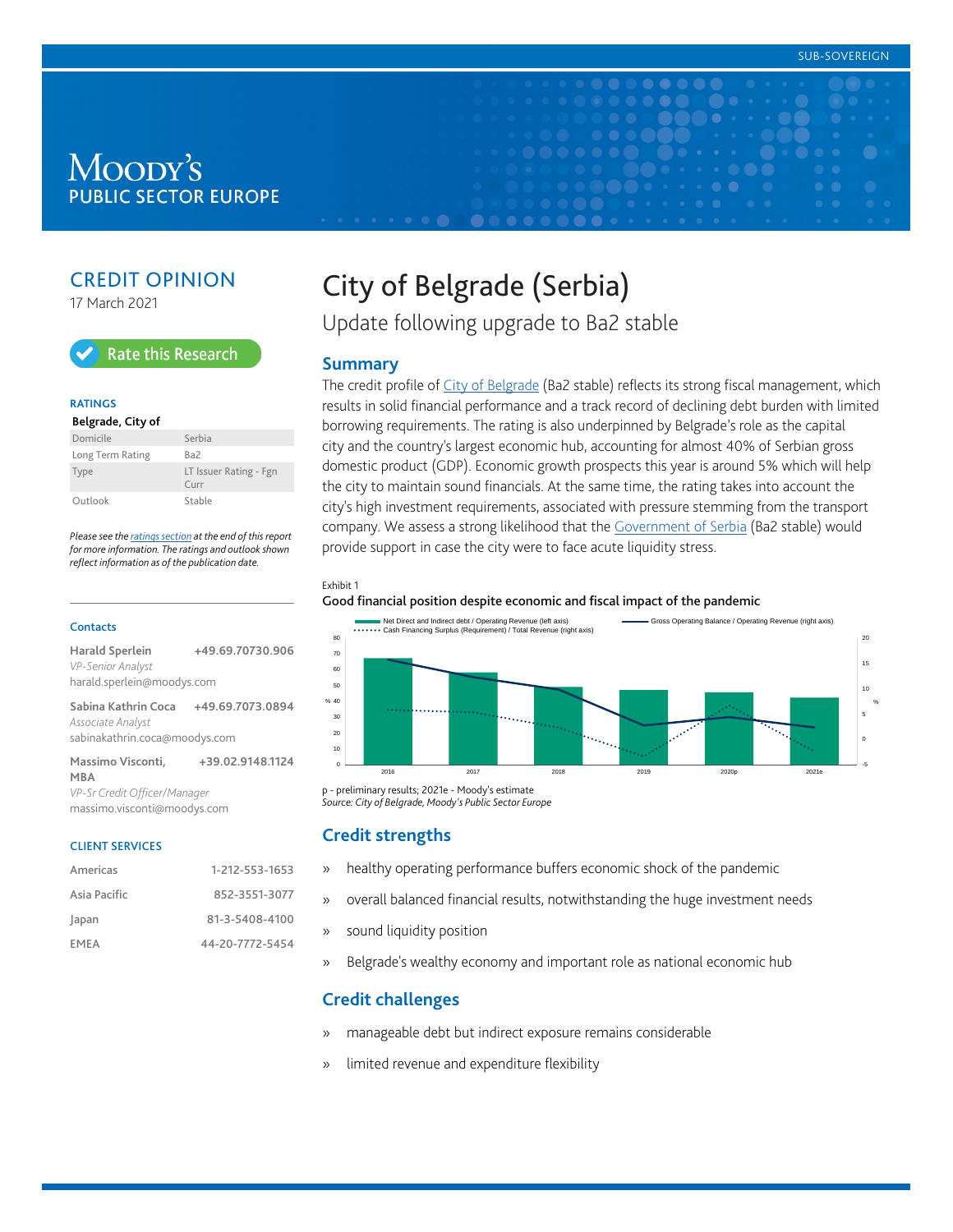SUB-SOVEREIGN

MOODY'S
PUBLIC SECTOR EUROPE

## CREDIT OPINION

17 March 2021

Rate this Research

### RATINGS

**Belgrade, City of**

| | |
|---|---|
| Domicile | Serbia |
| Long Term Rating | Ba2 |
| Type | LT Issuer Rating - Fgn Curr |
| Outlook | Stable |

*Please see the ratings section at the end of this report for more information. The ratings and outlook shown reflect information as of the publication date.*

### Contacts

**Harald Sperlein** +49.69.70730.906
*VP-Senior Analyst*
harald.sperlein@moodys.com

**Sabina Kathrin Coca** +49.69.7073.0894
*Associate Analyst*
sabinakathrin.coca@moodys.com

**Massimo Visconti, MBA** +39.02.9148.1124
*VP-Sr Credit Officer/Manager*
massimo.visconti@moodys.com

### CLIENT SERVICES

| | |
|---|---|
| Americas | 1-212-553-1653 |
| Asia Pacific | 852-3551-3077 |
| Japan | 81-3-5408-4100 |
| EMEA | 44-20-7772-5454 |

# City of Belgrade (Serbia)

Update following upgrade to Ba2 stable

## Summary

The credit profile of City of Belgrade (Ba2 stable) reflects its strong fiscal management, which results in solid financial performance and a track record of declining debt burden with limited borrowing requirements. The rating is also underpinned by Belgrade's role as the capital city and the country's largest economic hub, accounting for almost 40% of Serbian gross domestic product (GDP). Economic growth prospects this year is around 5% which will help the city to maintain sound financials. At the same time, the rating takes into account the city's high investment requirements, associated with pressure stemming from the transport company. We assess a strong likelihood that the Government of Serbia (Ba2 stable) would provide support in case the city were to face acute liquidity stress.

Exhibit 1

**Good financial position despite economic and fiscal impact of the pandemic**

Legend: Net Direct and Indirect debt / Operating Revenue (left axis); Cash Financing Surplus (Requirement) / Total Revenue (right axis); Gross Operating Balance / Operating Revenue (right axis)

Years: 2016, 2017, 2018, 2019, 2020p, 2021e

p - preliminary results; 2021e - Moody's estimate
*Source: City of Belgrade, Moody's Public Sector Europe*

## Credit strengths

» healthy operating performance buffers economic shock of the pandemic

» overall balanced financial results, notwithstanding the huge investment needs

» sound liquidity position

» Belgrade's wealthy economy and important role as national economic hub

## Credit challenges

» manageable debt but indirect exposure remains considerable

» limited revenue and expenditure flexibility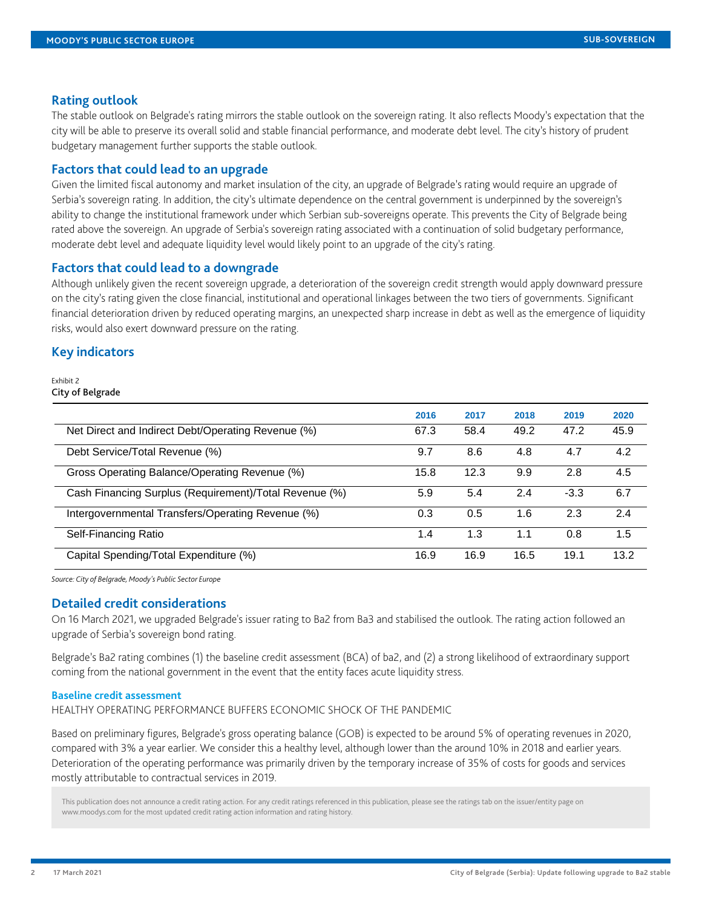## Rating outlook

The stable outlook on Belgrade's rating mirrors the stable outlook on the sovereign rating. It also reflects Moody's expectation that the city will be able to preserve its overall solid and stable financial performance, and moderate debt level. The city's history of prudent budgetary management further supports the stable outlook.

## Factors that could lead to an upgrade

Given the limited fiscal autonomy and market insulation of the city, an upgrade of Belgrade's rating would require an upgrade of Serbia's sovereign rating. In addition, the city's ultimate dependence on the central government is underpinned by the sovereign's ability to change the institutional framework under which Serbian sub-sovereigns operate. This prevents the City of Belgrade being rated above the sovereign. An upgrade of Serbia's sovereign rating associated with a continuation of solid budgetary performance, moderate debt level and adequate liquidity level would likely point to an upgrade of the city's rating.

## Factors that could lead to a downgrade

Although unlikely given the recent sovereign upgrade, a deterioration of the sovereign credit strength would apply downward pressure on the city's rating given the close financial, institutional and operational linkages between the two tiers of governments. Significant financial deterioration driven by reduced operating margins, an unexpected sharp increase in debt as well as the emergence of liquidity risks, would also exert downward pressure on the rating.

## Key indicators

Exhibit 2
**City of Belgrade**

| | 2016 | 2017 | 2018 | 2019 | 2020 |
|---|---|---|---|---|---|
| Net Direct and Indirect Debt/Operating Revenue (%) | 67.3 | 58.4 | 49.2 | 47.2 | 45.9 |
| Debt Service/Total Revenue (%) | 9.7 | 8.6 | 4.8 | 4.7 | 4.2 |
| Gross Operating Balance/Operating Revenue (%) | 15.8 | 12.3 | 9.9 | 2.8 | 4.5 |
| Cash Financing Surplus (Requirement)/Total Revenue (%) | 5.9 | 5.4 | 2.4 | -3.3 | 6.7 |
| Intergovernmental Transfers/Operating Revenue (%) | 0.3 | 0.5 | 1.6 | 2.3 | 2.4 |
| Self-Financing Ratio | 1.4 | 1.3 | 1.1 | 0.8 | 1.5 |
| Capital Spending/Total Expenditure (%) | 16.9 | 16.9 | 16.5 | 19.1 | 13.2 |

*Source: City of Belgrade, Moody's Public Sector Europe*

## Detailed credit considerations

On 16 March 2021, we upgraded Belgrade's issuer rating to Ba2 from Ba3 and stabilised the outlook. The rating action followed an upgrade of Serbia's sovereign bond rating.

Belgrade's Ba2 rating combines (1) the baseline credit assessment (BCA) of ba2, and (2) a strong likelihood of extraordinary support coming from the national government in the event that the entity faces acute liquidity stress.

### Baseline credit assessment

HEALTHY OPERATING PERFORMANCE BUFFERS ECONOMIC SHOCK OF THE PANDEMIC

Based on preliminary figures, Belgrade's gross operating balance (GOB) is expected to be around 5% of operating revenues in 2020, compared with 3% a year earlier. We consider this a healthy level, although lower than the around 10% in 2018 and earlier years. Deterioration of the operating performance was primarily driven by the temporary increase of 35% of costs for goods and services mostly attributable to contractual services in 2019.

This publication does not announce a credit rating action. For any credit ratings referenced in this publication, please see the ratings tab on the issuer/entity page on www.moodys.com for the most updated credit rating action information and rating history.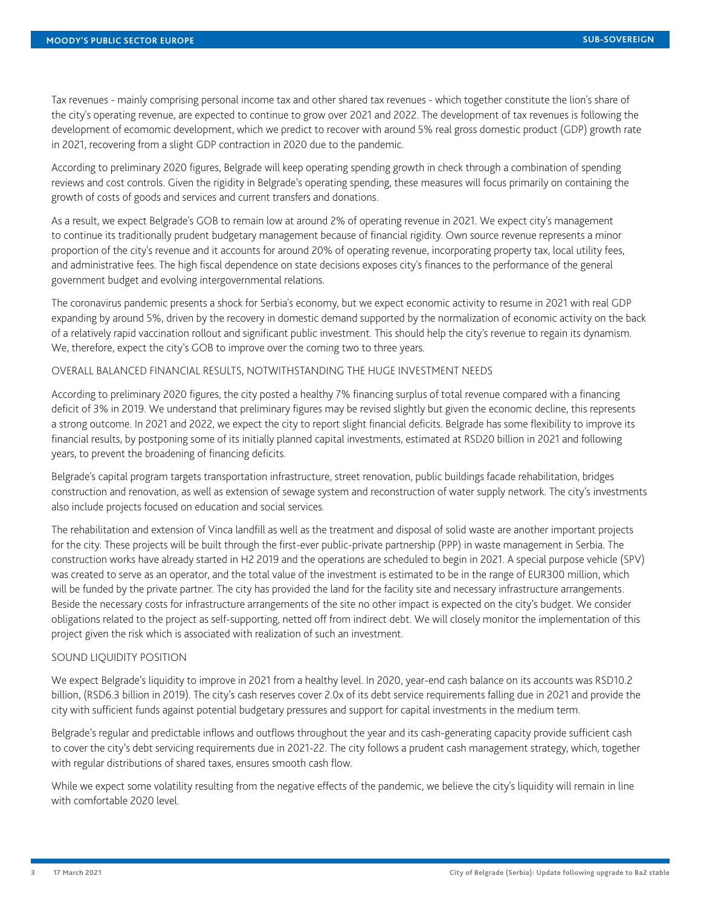Tax revenues - mainly comprising personal income tax and other shared tax revenues - which together constitute the lion's share of the city's operating revenue, are expected to continue to grow over 2021 and 2022. The development of tax revenues is following the development of ecomomic development, which we predict to recover with around 5% real gross domestic product (GDP) growth rate in 2021, recovering from a slight GDP contraction in 2020 due to the pandemic.

According to preliminary 2020 figures, Belgrade will keep operating spending growth in check through a combination of spending reviews and cost controls. Given the rigidity in Belgrade's operating spending, these measures will focus primarily on containing the growth of costs of goods and services and current transfers and donations.

As a result, we expect Belgrade's GOB to remain low at around 2% of operating revenue in 2021. We expect city's management to continue its traditionally prudent budgetary management because of financial rigidity. Own source revenue represents a minor proportion of the city's revenue and it accounts for around 20% of operating revenue, incorporating property tax, local utility fees, and administrative fees. The high fiscal dependence on state decisions exposes city's finances to the performance of the general government budget and evolving intergovernmental relations.

The coronavirus pandemic presents a shock for Serbia's economy, but we expect economic activity to resume in 2021 with real GDP expanding by around 5%, driven by the recovery in domestic demand supported by the normalization of economic activity on the back of a relatively rapid vaccination rollout and significant public investment. This should help the city's revenue to regain its dynamism. We, therefore, expect the city's GOB to improve over the coming two to three years.

### OVERALL BALANCED FINANCIAL RESULTS, NOTWITHSTANDING THE HUGE INVESTMENT NEEDS

According to preliminary 2020 figures, the city posted a healthy 7% financing surplus of total revenue compared with a financing deficit of 3% in 2019. We understand that preliminary figures may be revised slightly but given the economic decline, this represents a strong outcome. In 2021 and 2022, we expect the city to report slight financial deficits. Belgrade has some flexibility to improve its financial results, by postponing some of its initially planned capital investments, estimated at RSD20 billion in 2021 and following years, to prevent the broadening of financing deficits.

Belgrade's capital program targets transportation infrastructure, street renovation, public buildings facade rehabilitation, bridges construction and renovation, as well as extension of sewage system and reconstruction of water supply network. The city's investments also include projects focused on education and social services.

The rehabilitation and extension of Vinca landfill as well as the treatment and disposal of solid waste are another important projects for the city. These projects will be built through the first-ever public-private partnership (PPP) in waste management in Serbia. The construction works have already started in H2 2019 and the operations are scheduled to begin in 2021. A special purpose vehicle (SPV) was created to serve as an operator, and the total value of the investment is estimated to be in the range of EUR300 million, which will be funded by the private partner. The city has provided the land for the facility site and necessary infrastructure arrangements. Beside the necessary costs for infrastructure arrangements of the site no other impact is expected on the city's budget. We consider obligations related to the project as self-supporting, netted off from indirect debt. We will closely monitor the implementation of this project given the risk which is associated with realization of such an investment.

### SOUND LIQUIDITY POSITION

We expect Belgrade's liquidity to improve in 2021 from a healthy level. In 2020, year-end cash balance on its accounts was RSD10.2 billion, (RSD6.3 billion in 2019). The city's cash reserves cover 2.0x of its debt service requirements falling due in 2021 and provide the city with sufficient funds against potential budgetary pressures and support for capital investments in the medium term.

Belgrade's regular and predictable inflows and outflows throughout the year and its cash-generating capacity provide sufficient cash to cover the city's debt servicing requirements due in 2021-22. The city follows a prudent cash management strategy, which, together with regular distributions of shared taxes, ensures smooth cash flow.

While we expect some volatility resulting from the negative effects of the pandemic, we believe the city's liquidity will remain in line with comfortable 2020 level.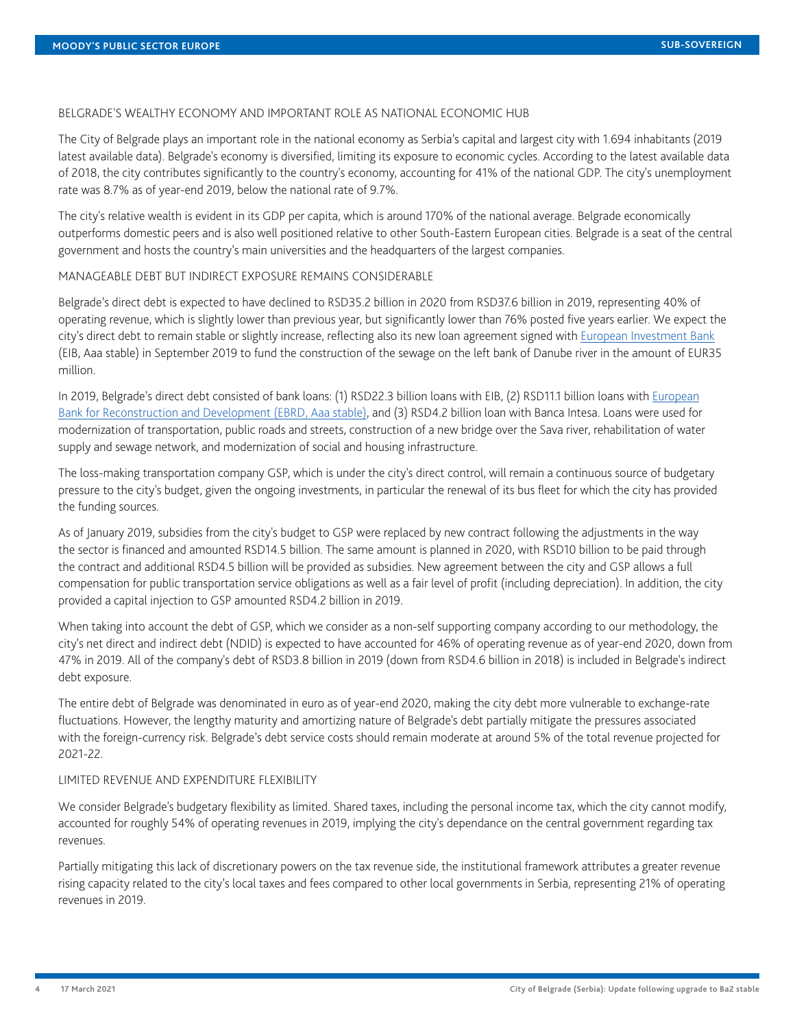BELGRADE'S WEALTHY ECONOMY AND IMPORTANT ROLE AS NATIONAL ECONOMIC HUB

The City of Belgrade plays an important role in the national economy as Serbia's capital and largest city with 1.694 inhabitants (2019 latest available data). Belgrade's economy is diversified, limiting its exposure to economic cycles. According to the latest available data of 2018, the city contributes significantly to the country's economy, accounting for 41% of the national GDP. The city's unemployment rate was 8.7% as of year-end 2019, below the national rate of 9.7%.

The city's relative wealth is evident in its GDP per capita, which is around 170% of the national average. Belgrade economically outperforms domestic peers and is also well positioned relative to other South-Eastern European cities. Belgrade is a seat of the central government and hosts the country's main universities and the headquarters of the largest companies.

MANAGEABLE DEBT BUT INDIRECT EXPOSURE REMAINS CONSIDERABLE

Belgrade's direct debt is expected to have declined to RSD35.2 billion in 2020 from RSD37.6 billion in 2019, representing 40% of operating revenue, which is slightly lower than previous year, but significantly lower than 76% posted five years earlier. We expect the city's direct debt to remain stable or slightly increase, reflecting also its new loan agreement signed with European Investment Bank (EIB, Aaa stable) in September 2019 to fund the construction of the sewage on the left bank of Danube river in the amount of EUR35 million.

In 2019, Belgrade's direct debt consisted of bank loans: (1) RSD22.3 billion loans with EIB, (2) RSD11.1 billion loans with European Bank for Reconstruction and Development (EBRD, Aaa stable), and (3) RSD4.2 billion loan with Banca Intesa. Loans were used for modernization of transportation, public roads and streets, construction of a new bridge over the Sava river, rehabilitation of water supply and sewage network, and modernization of social and housing infrastructure.

The loss-making transportation company GSP, which is under the city's direct control, will remain a continuous source of budgetary pressure to the city's budget, given the ongoing investments, in particular the renewal of its bus fleet for which the city has provided the funding sources.

As of January 2019, subsidies from the city's budget to GSP were replaced by new contract following the adjustments in the way the sector is financed and amounted RSD14.5 billion. The same amount is planned in 2020, with RSD10 billion to be paid through the contract and additional RSD4.5 billion will be provided as subsidies. New agreement between the city and GSP allows a full compensation for public transportation service obligations as well as a fair level of profit (including depreciation). In addition, the city provided a capital injection to GSP amounted RSD4.2 billion in 2019.

When taking into account the debt of GSP, which we consider as a non-self supporting company according to our methodology, the city's net direct and indirect debt (NDID) is expected to have accounted for 46% of operating revenue as of year-end 2020, down from 47% in 2019. All of the company's debt of RSD3.8 billion in 2019 (down from RSD4.6 billion in 2018) is included in Belgrade's indirect debt exposure.

The entire debt of Belgrade was denominated in euro as of year-end 2020, making the city debt more vulnerable to exchange-rate fluctuations. However, the lengthy maturity and amortizing nature of Belgrade's debt partially mitigate the pressures associated with the foreign-currency risk. Belgrade's debt service costs should remain moderate at around 5% of the total revenue projected for 2021-22.

LIMITED REVENUE AND EXPENDITURE FLEXIBILITY

We consider Belgrade's budgetary flexibility as limited. Shared taxes, including the personal income tax, which the city cannot modify, accounted for roughly 54% of operating revenues in 2019, implying the city's dependance on the central government regarding tax revenues.

Partially mitigating this lack of discretionary powers on the tax revenue side, the institutional framework attributes a greater revenue rising capacity related to the city's local taxes and fees compared to other local governments in Serbia, representing 21% of operating revenues in 2019.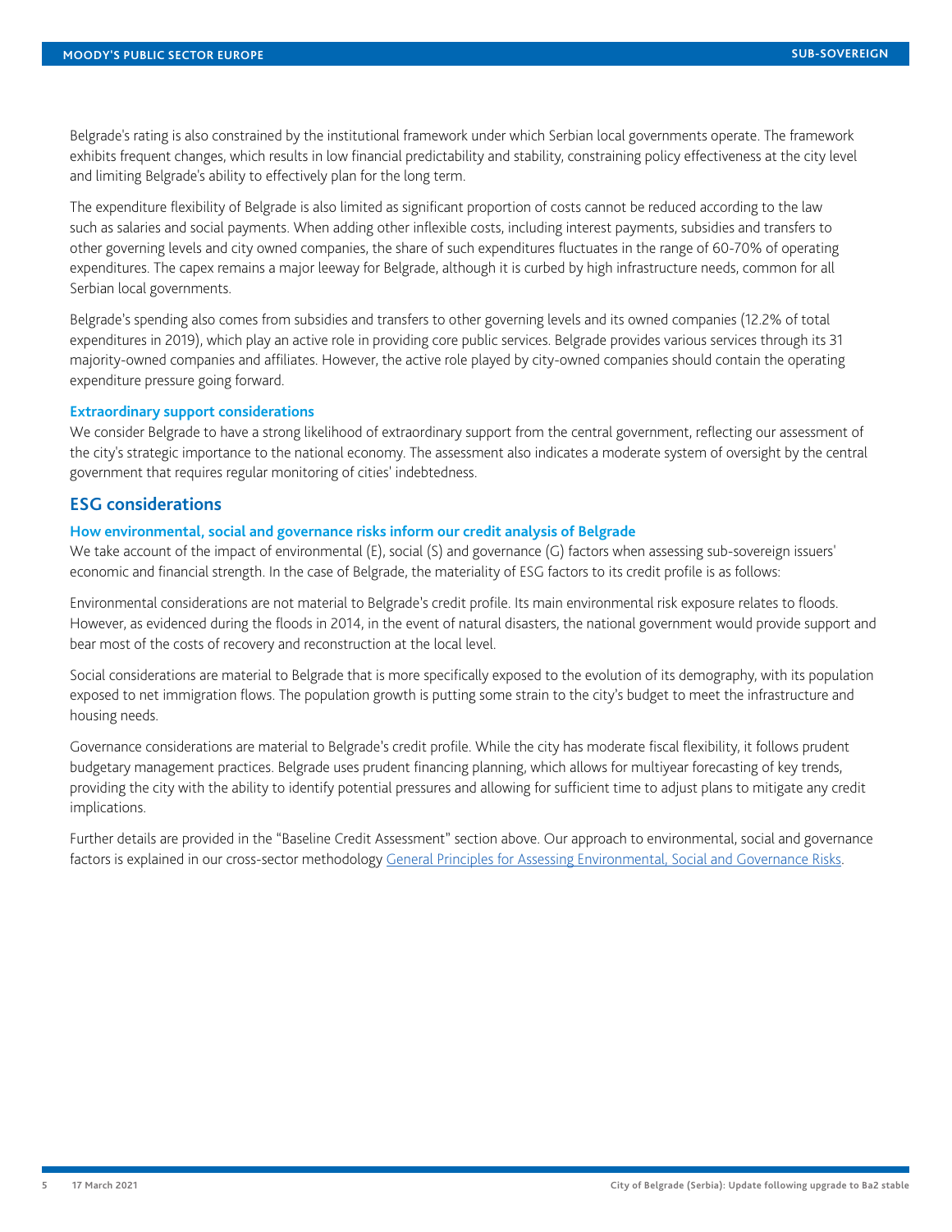Belgrade's rating is also constrained by the institutional framework under which Serbian local governments operate. The framework exhibits frequent changes, which results in low financial predictability and stability, constraining policy effectiveness at the city level and limiting Belgrade's ability to effectively plan for the long term.

The expenditure flexibility of Belgrade is also limited as significant proportion of costs cannot be reduced according to the law such as salaries and social payments. When adding other inflexible costs, including interest payments, subsidies and transfers to other governing levels and city owned companies, the share of such expenditures fluctuates in the range of 60-70% of operating expenditures. The capex remains a major leeway for Belgrade, although it is curbed by high infrastructure needs, common for all Serbian local governments.

Belgrade's spending also comes from subsidies and transfers to other governing levels and its owned companies (12.2% of total expenditures in 2019), which play an active role in providing core public services. Belgrade provides various services through its 31 majority-owned companies and affiliates. However, the active role played by city-owned companies should contain the operating expenditure pressure going forward.

### Extraordinary support considerations

We consider Belgrade to have a strong likelihood of extraordinary support from the central government, reflecting our assessment of the city's strategic importance to the national economy. The assessment also indicates a moderate system of oversight by the central government that requires regular monitoring of cities' indebtedness.

## ESG considerations

### How environmental, social and governance risks inform our credit analysis of Belgrade

We take account of the impact of environmental (E), social (S) and governance (G) factors when assessing sub-sovereign issuers' economic and financial strength. In the case of Belgrade, the materiality of ESG factors to its credit profile is as follows:

Environmental considerations are not material to Belgrade's credit profile. Its main environmental risk exposure relates to floods. However, as evidenced during the floods in 2014, in the event of natural disasters, the national government would provide support and bear most of the costs of recovery and reconstruction at the local level.

Social considerations are material to Belgrade that is more specifically exposed to the evolution of its demography, with its population exposed to net immigration flows. The population growth is putting some strain to the city's budget to meet the infrastructure and housing needs.

Governance considerations are material to Belgrade's credit profile. While the city has moderate fiscal flexibility, it follows prudent budgetary management practices. Belgrade uses prudent financing planning, which allows for multiyear forecasting of key trends, providing the city with the ability to identify potential pressures and allowing for sufficient time to adjust plans to mitigate any credit implications.

Further details are provided in the "Baseline Credit Assessment" section above. Our approach to environmental, social and governance factors is explained in our cross-sector methodology General Principles for Assessing Environmental, Social and Governance Risks.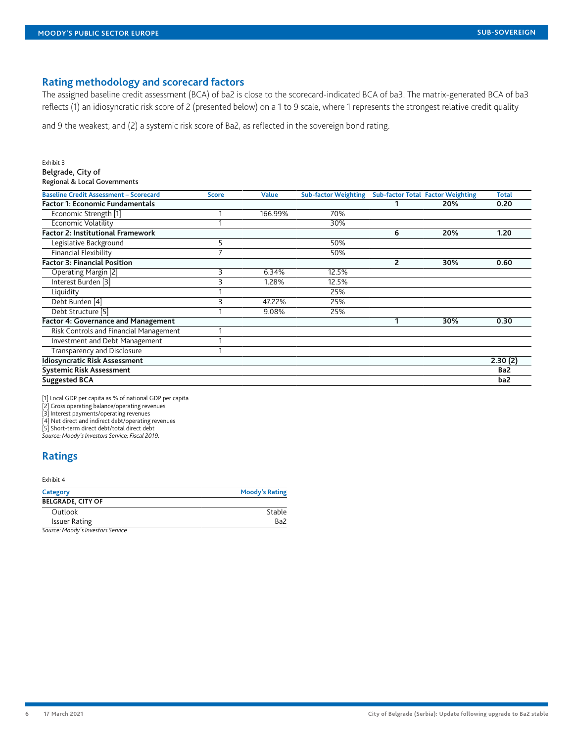## Rating methodology and scorecard factors

The assigned baseline credit assessment (BCA) of ba2 is close to the scorecard-indicated BCA of ba3. The matrix-generated BCA of ba3 reflects (1) an idiosyncratic risk score of 2 (presented below) on a 1 to 9 scale, where 1 represents the strongest relative credit quality and 9 the weakest; and (2) a systemic risk score of Ba2, as reflected in the sovereign bond rating.

Exhibit 3
**Belgrade, City of**
**Regional & Local Governments**

| Baseline Credit Assessment – Scorecard | Score | Value | Sub-factor Weighting | Sub-factor Total | Factor Weighting | Total |
|---|---|---|---|---|---|---|
| **Factor 1: Economic Fundamentals** | | | | **1** | **20%** | **0.20** |
| Economic Strength [1] | 1 | 166.99% | 70% | | | |
| Economic Volatility | 1 | | 30% | | | |
| **Factor 2: Institutional Framework** | | | | **6** | **20%** | **1.20** |
| Legislative Background | 5 | | 50% | | | |
| Financial Flexibility | 7 | | 50% | | | |
| **Factor 3: Financial Position** | | | | **2** | **30%** | **0.60** |
| Operating Margin [2] | 3 | 6.34% | 12.5% | | | |
| Interest Burden [3] | 3 | 1.28% | 12.5% | | | |
| Liquidity | 1 | | 25% | | | |
| Debt Burden [4] | 3 | 47.22% | 25% | | | |
| Debt Structure [5] | 1 | 9.08% | 25% | | | |
| **Factor 4: Governance and Management** | | | | **1** | **30%** | **0.30** |
| Risk Controls and Financial Management | 1 | | | | | |
| Investment and Debt Management | 1 | | | | | |
| Transparency and Disclosure | 1 | | | | | |
| **Idiosyncratic Risk Assessment** | | | | | | **2.30 (2)** |
| **Systemic Risk Assessment** | | | | | | **Ba2** |
| **Suggested BCA** | | | | | | **ba2** |

[1] Local GDP per capita as % of national GDP per capita
[2] Gross operating balance/operating revenues
[3] Interest payments/operating revenues
[4] Net direct and indirect debt/operating revenues
[5] Short-term direct debt/total direct debt
*Source: Moody's Investors Service; Fiscal 2019.*

## Ratings

Exhibit 4

| Category | Moody's Rating |
|---|---|
| **BELGRADE, CITY OF** | |
| Outlook | Stable |
| Issuer Rating | Ba2 |

*Source: Moody's Investors Service*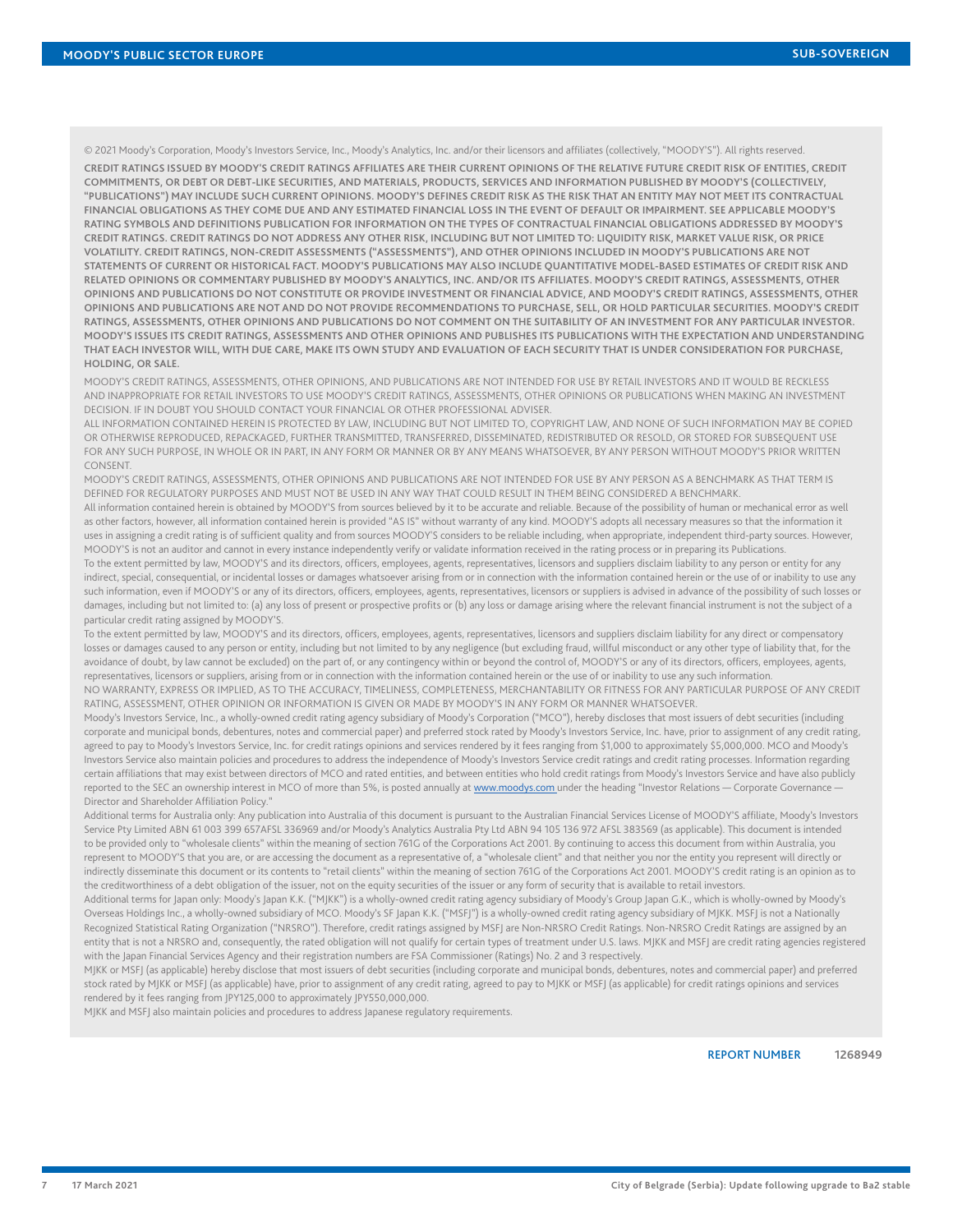© 2021 Moody's Corporation, Moody's Investors Service, Inc., Moody's Analytics, Inc. and/or their licensors and affiliates (collectively, "MOODY'S"). All rights reserved.

**CREDIT RATINGS ISSUED BY MOODY'S CREDIT RATINGS AFFILIATES ARE THEIR CURRENT OPINIONS OF THE RELATIVE FUTURE CREDIT RISK OF ENTITIES, CREDIT COMMITMENTS, OR DEBT OR DEBT-LIKE SECURITIES, AND MATERIALS, PRODUCTS, SERVICES AND INFORMATION PUBLISHED BY MOODY'S (COLLECTIVELY, "PUBLICATIONS") MAY INCLUDE SUCH CURRENT OPINIONS. MOODY'S DEFINES CREDIT RISK AS THE RISK THAT AN ENTITY MAY NOT MEET ITS CONTRACTUAL FINANCIAL OBLIGATIONS AS THEY COME DUE AND ANY ESTIMATED FINANCIAL LOSS IN THE EVENT OF DEFAULT OR IMPAIRMENT. SEE APPLICABLE MOODY'S RATING SYMBOLS AND DEFINITIONS PUBLICATION FOR INFORMATION ON THE TYPES OF CONTRACTUAL FINANCIAL OBLIGATIONS ADDRESSED BY MOODY'S CREDIT RATINGS. CREDIT RATINGS DO NOT ADDRESS ANY OTHER RISK, INCLUDING BUT NOT LIMITED TO: LIQUIDITY RISK, MARKET VALUE RISK, OR PRICE VOLATILITY. CREDIT RATINGS, NON-CREDIT ASSESSMENTS ("ASSESSMENTS"), AND OTHER OPINIONS INCLUDED IN MOODY'S PUBLICATIONS ARE NOT STATEMENTS OF CURRENT OR HISTORICAL FACT. MOODY'S PUBLICATIONS MAY ALSO INCLUDE QUANTITATIVE MODEL-BASED ESTIMATES OF CREDIT RISK AND RELATED OPINIONS OR COMMENTARY PUBLISHED BY MOODY'S ANALYTICS, INC. AND/OR ITS AFFILIATES. MOODY'S CREDIT RATINGS, ASSESSMENTS, OTHER OPINIONS AND PUBLICATIONS DO NOT CONSTITUTE OR PROVIDE INVESTMENT OR FINANCIAL ADVICE, AND MOODY'S CREDIT RATINGS, ASSESSMENTS, OTHER OPINIONS AND PUBLICATIONS ARE NOT AND DO NOT PROVIDE RECOMMENDATIONS TO PURCHASE, SELL, OR HOLD PARTICULAR SECURITIES. MOODY'S CREDIT RATINGS, ASSESSMENTS, OTHER OPINIONS AND PUBLICATIONS DO NOT COMMENT ON THE SUITABILITY OF AN INVESTMENT FOR ANY PARTICULAR INVESTOR. MOODY'S ISSUES ITS CREDIT RATINGS, ASSESSMENTS AND OTHER OPINIONS AND PUBLISHES ITS PUBLICATIONS WITH THE EXPECTATION AND UNDERSTANDING THAT EACH INVESTOR WILL, WITH DUE CARE, MAKE ITS OWN STUDY AND EVALUATION OF EACH SECURITY THAT IS UNDER CONSIDERATION FOR PURCHASE, HOLDING, OR SALE.**

MOODY'S CREDIT RATINGS, ASSESSMENTS, OTHER OPINIONS, AND PUBLICATIONS ARE NOT INTENDED FOR USE BY RETAIL INVESTORS AND IT WOULD BE RECKLESS AND INAPPROPRIATE FOR RETAIL INVESTORS TO USE MOODY'S CREDIT RATINGS, ASSESSMENTS, OTHER OPINIONS OR PUBLICATIONS WHEN MAKING AN INVESTMENT DECISION. IF IN DOUBT YOU SHOULD CONTACT YOUR FINANCIAL OR OTHER PROFESSIONAL ADVISER.

ALL INFORMATION CONTAINED HEREIN IS PROTECTED BY LAW, INCLUDING BUT NOT LIMITED TO, COPYRIGHT LAW, AND NONE OF SUCH INFORMATION MAY BE COPIED OR OTHERWISE REPRODUCED, REPACKAGED, FURTHER TRANSMITTED, TRANSFERRED, DISSEMINATED, REDISTRIBUTED OR RESOLD, OR STORED FOR SUBSEQUENT USE FOR ANY SUCH PURPOSE, IN WHOLE OR IN PART, IN ANY FORM OR MANNER OR BY ANY MEANS WHATSOEVER, BY ANY PERSON WITHOUT MOODY'S PRIOR WRITTEN CONSENT.

MOODY'S CREDIT RATINGS, ASSESSMENTS, OTHER OPINIONS AND PUBLICATIONS ARE NOT INTENDED FOR USE BY ANY PERSON AS A BENCHMARK AS THAT TERM IS DEFINED FOR REGULATORY PURPOSES AND MUST NOT BE USED IN ANY WAY THAT COULD RESULT IN THEM BEING CONSIDERED A BENCHMARK.

All information contained herein is obtained by MOODY'S from sources believed by it to be accurate and reliable. Because of the possibility of human or mechanical error as well as other factors, however, all information contained herein is provided "AS IS" without warranty of any kind. MOODY'S adopts all necessary measures so that the information it uses in assigning a credit rating is of sufficient quality and from sources MOODY'S considers to be reliable including, when appropriate, independent third-party sources. However, MOODY'S is not an auditor and cannot in every instance independently verify or validate information received in the rating process or in preparing its Publications.

To the extent permitted by law, MOODY'S and its directors, officers, employees, agents, representatives, licensors and suppliers disclaim liability to any person or entity for any indirect, special, consequential, or incidental losses or damages whatsoever arising from or in connection with the information contained herein or the use of or inability to use any such information, even if MOODY'S or any of its directors, officers, employees, agents, representatives, licensors or suppliers is advised in advance of the possibility of such losses or damages, including but not limited to: (a) any loss of present or prospective profits or (b) any loss or damage arising where the relevant financial instrument is not the subject of a particular credit rating assigned by MOODY'S.

To the extent permitted by law, MOODY'S and its directors, officers, employees, agents, representatives, licensors and suppliers disclaim liability for any direct or compensatory losses or damages caused to any person or entity, including but not limited to by any negligence (but excluding fraud, willful misconduct or any other type of liability that, for the avoidance of doubt, by law cannot be excluded) on the part of, or any contingency within or beyond the control of, MOODY'S or any of its directors, officers, employees, agents, representatives, licensors or suppliers, arising from or in connection with the information contained herein or the use of or inability to use any such information.

NO WARRANTY, EXPRESS OR IMPLIED, AS TO THE ACCURACY, TIMELINESS, COMPLETENESS, MERCHANTABILITY OR FITNESS FOR ANY PARTICULAR PURPOSE OF ANY CREDIT RATING, ASSESSMENT, OTHER OPINION OR INFORMATION IS GIVEN OR MADE BY MOODY'S IN ANY FORM OR MANNER WHATSOEVER.

Moody's Investors Service, Inc., a wholly-owned credit rating agency subsidiary of Moody's Corporation ("MCO"), hereby discloses that most issuers of debt securities (including corporate and municipal bonds, debentures, notes and commercial paper) and preferred stock rated by Moody's Investors Service, Inc. have, prior to assignment of any credit rating, agreed to pay to Moody's Investors Service, Inc. for credit ratings opinions and services rendered by it fees ranging from $1,000 to approximately $5,000,000. MCO and Moody's Investors Service also maintain policies and procedures to address the independence of Moody's Investors Service credit ratings and credit rating processes. Information regarding certain affiliations that may exist between directors of MCO and rated entities, and between entities who hold credit ratings from Moody's Investors Service and have also publicly reported to the SEC an ownership interest in MCO of more than 5%, is posted annually at www.moodys.com under the heading "Investor Relations — Corporate Governance — Director and Shareholder Affiliation Policy."

Additional terms for Australia only: Any publication into Australia of this document is pursuant to the Australian Financial Services License of MOODY'S affiliate, Moody's Investors Service Pty Limited ABN 61 003 399 657AFSL 336969 and/or Moody's Analytics Australia Pty Ltd ABN 94 105 136 972 AFSL 383569 (as applicable). This document is intended to be provided only to "wholesale clients" within the meaning of section 761G of the Corporations Act 2001. By continuing to access this document from within Australia, you represent to MOODY'S that you are, or are accessing the document as a representative of, a "wholesale client" and that neither you nor the entity you represent will directly or indirectly disseminate this document or its contents to "retail clients" within the meaning of section 761G of the Corporations Act 2001. MOODY'S credit rating is an opinion as to the creditworthiness of a debt obligation of the issuer, not on the equity securities of the issuer or any form of security that is available to retail investors.

Additional terms for Japan only: Moody's Japan K.K. ("MJKK") is a wholly-owned credit rating agency subsidiary of Moody's Group Japan G.K., which is wholly-owned by Moody's Overseas Holdings Inc., a wholly-owned subsidiary of MCO. Moody's SF Japan K.K. ("MSFJ") is a wholly-owned credit rating agency subsidiary of MJKK. MSFJ is not a Nationally Recognized Statistical Rating Organization ("NRSRO"). Therefore, credit ratings assigned by MSFJ are Non-NRSRO Credit Ratings. Non-NRSRO Credit Ratings are assigned by an entity that is not a NRSRO and, consequently, the rated obligation will not qualify for certain types of treatment under U.S. laws. MJKK and MSFJ are credit rating agencies registered with the Japan Financial Services Agency and their registration numbers are FSA Commissioner (Ratings) No. 2 and 3 respectively.

MJKK or MSFJ (as applicable) hereby disclose that most issuers of debt securities (including corporate and municipal bonds, debentures, notes and commercial paper) and preferred stock rated by MJKK or MSFJ (as applicable) have, prior to assignment of any credit rating, agreed to pay to MJKK or MSFJ (as applicable) for credit ratings opinions and services rendered by it fees ranging from JPY125,000 to approximately JPY550,000,000.

MJKK and MSFJ also maintain policies and procedures to address Japanese regulatory requirements.

REPORT NUMBER 1268949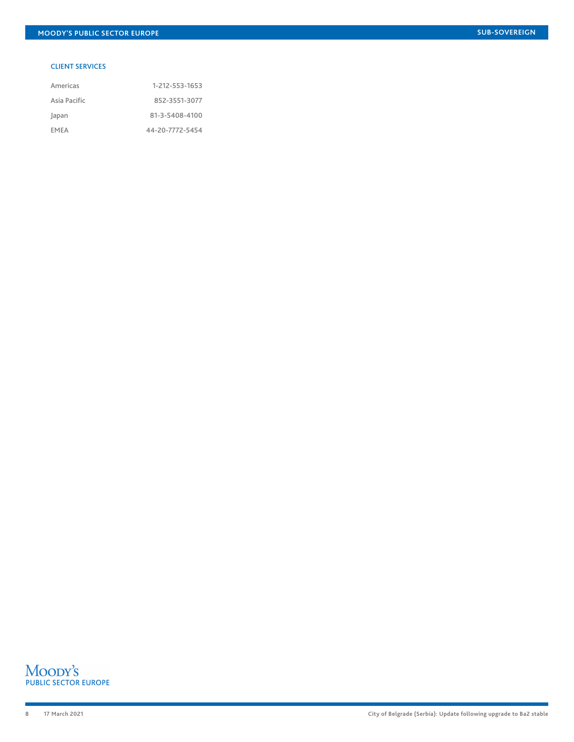## CLIENT SERVICES

| | |
|---|---|
| Americas | 1-212-553-1653 |
| Asia Pacific | 852-3551-3077 |
| Japan | 81-3-5408-4100 |
| EMEA | 44-20-7772-5454 |

Moody's
PUBLIC SECTOR EUROPE